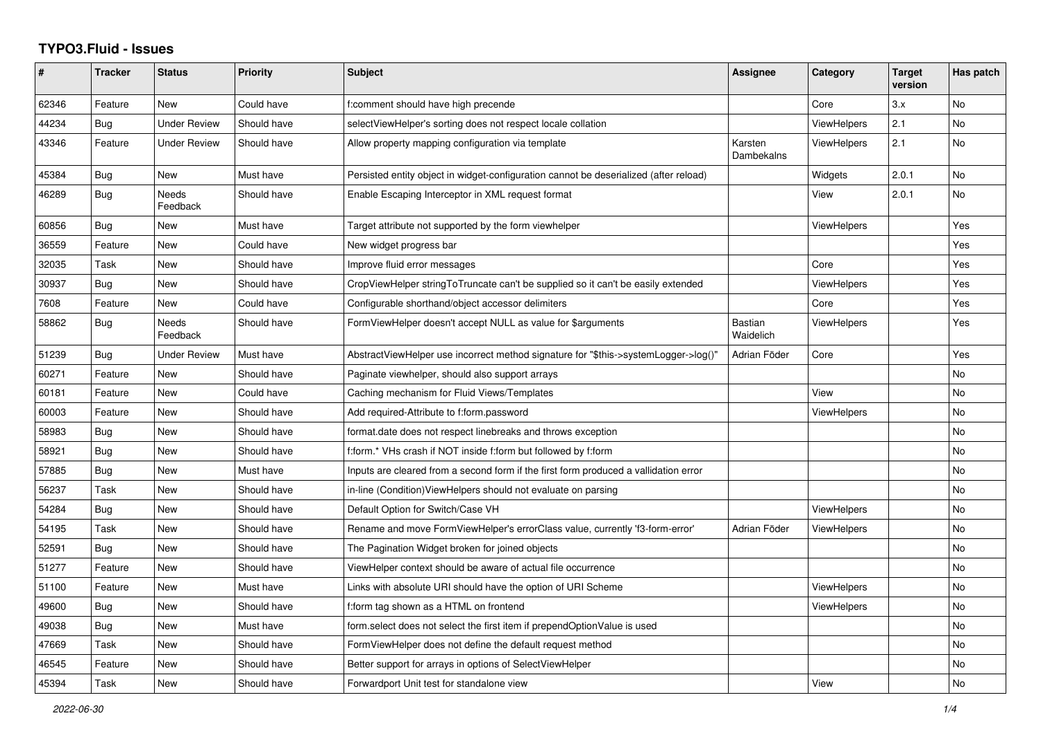# TYPO3.Fluid - Issues

| # | Tracker | Status | Priority | Subject | Assignee | Category | Target version | Has patch |
|---|---|---|---|---|---|---|---|---|
| 62346 | Feature | New | Could have | f:comment should have high precende | | Core | 3.x | No |
| 44234 | Bug | Under Review | Should have | selectViewHelper's sorting does not respect locale collation | | ViewHelpers | 2.1 | No |
| 43346 | Feature | Under Review | Should have | Allow property mapping configuration via template | Karsten Dambekalns | ViewHelpers | 2.1 | No |
| 45384 | Bug | New | Must have | Persisted entity object in widget-configuration cannot be deserialized (after reload) | | Widgets | 2.0.1 | No |
| 46289 | Bug | Needs Feedback | Should have | Enable Escaping Interceptor in XML request format | | View | 2.0.1 | No |
| 60856 | Bug | New | Must have | Target attribute not supported by the form viewhelper | | ViewHelpers | | Yes |
| 36559 | Feature | New | Could have | New widget progress bar | | | | Yes |
| 32035 | Task | New | Should have | Improve fluid error messages | | Core | | Yes |
| 30937 | Bug | New | Should have | CropViewHelper stringToTruncate can't be supplied so it can't be easily extended | | ViewHelpers | | Yes |
| 7608 | Feature | New | Could have | Configurable shorthand/object accessor delimiters | | Core | | Yes |
| 58862 | Bug | Needs Feedback | Should have | FormViewHelper doesn't accept NULL as value for $arguments | Bastian Waidelich | ViewHelpers | | Yes |
| 51239 | Bug | Under Review | Must have | AbstractViewHelper use incorrect method signature for "$this->systemLogger->log()" | Adrian Föder | Core | | Yes |
| 60271 | Feature | New | Should have | Paginate viewhelper, should also support arrays | | | | No |
| 60181 | Feature | New | Could have | Caching mechanism for Fluid Views/Templates | | View | | No |
| 60003 | Feature | New | Should have | Add required-Attribute to f:form.password | | ViewHelpers | | No |
| 58983 | Bug | New | Should have | format.date does not respect linebreaks and throws exception | | | | No |
| 58921 | Bug | New | Should have | f:form.* VHs crash if NOT inside f:form but followed by f:form | | | | No |
| 57885 | Bug | New | Must have | Inputs are cleared from a second form if the first form produced a vallidation error | | | | No |
| 56237 | Task | New | Should have | in-line (Condition)ViewHelpers should not evaluate on parsing | | | | No |
| 54284 | Bug | New | Should have | Default Option for Switch/Case VH | | ViewHelpers | | No |
| 54195 | Task | New | Should have | Rename and move FormViewHelper's errorClass value, currently 'f3-form-error' | Adrian Föder | ViewHelpers | | No |
| 52591 | Bug | New | Should have | The Pagination Widget broken for joined objects | | | | No |
| 51277 | Feature | New | Should have | ViewHelper context should be aware of actual file occurrence | | | | No |
| 51100 | Feature | New | Must have | Links with absolute URI should have the option of URI Scheme | | ViewHelpers | | No |
| 49600 | Bug | New | Should have | f:form tag shown as a HTML on frontend | | ViewHelpers | | No |
| 49038 | Bug | New | Must have | form.select does not select the first item if prependOptionValue is used | | | | No |
| 47669 | Task | New | Should have | FormViewHelper does not define the default request method | | | | No |
| 46545 | Feature | New | Should have | Better support for arrays in options of SelectViewHelper | | | | No |
| 45394 | Task | New | Should have | Forwardport Unit test for standalone view | | View | | No |

*2022-06-30*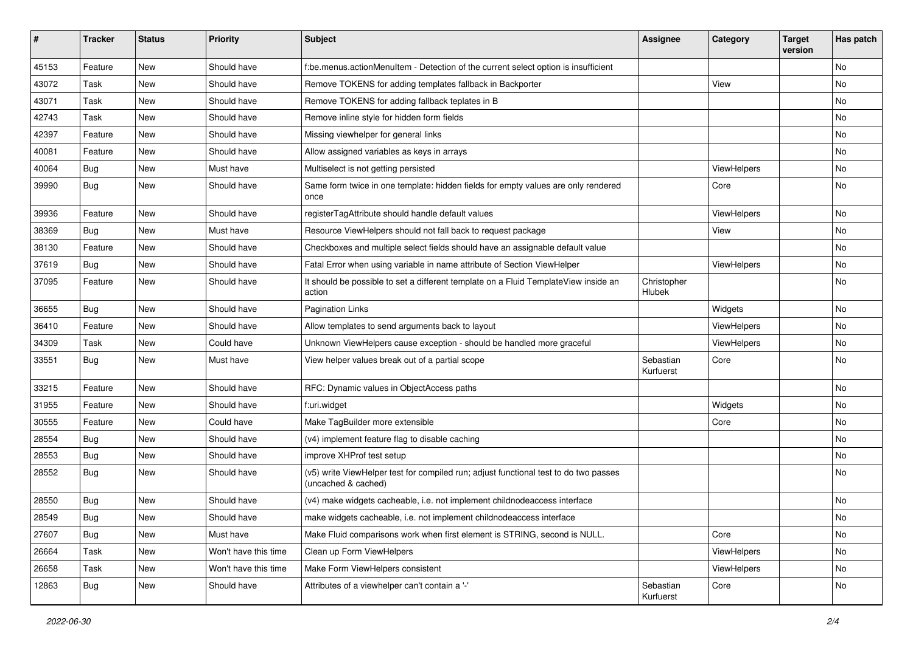| # | Tracker | Status | Priority | Subject | Assignee | Category | Target version | Has patch |
|---|---|---|---|---|---|---|---|---|
| 45153 | Feature | New | Should have | f:be.menus.actionMenuItem - Detection of the current select option is insufficient | | | | No |
| 43072 | Task | New | Should have | Remove TOKENS for adding templates fallback in Backporter | | View | | No |
| 43071 | Task | New | Should have | Remove TOKENS for adding fallback teplates in B | | | | No |
| 42743 | Task | New | Should have | Remove inline style for hidden form fields | | | | No |
| 42397 | Feature | New | Should have | Missing viewhelper for general links | | | | No |
| 40081 | Feature | New | Should have | Allow assigned variables as keys in arrays | | | | No |
| 40064 | Bug | New | Must have | Multiselect is not getting persisted | | ViewHelpers | | No |
| 39990 | Bug | New | Should have | Same form twice in one template: hidden fields for empty values are only rendered once | | Core | | No |
| 39936 | Feature | New | Should have | registerTagAttribute should handle default values | | ViewHelpers | | No |
| 38369 | Bug | New | Must have | Resource ViewHelpers should not fall back to request package | | View | | No |
| 38130 | Feature | New | Should have | Checkboxes and multiple select fields should have an assignable default value | | | | No |
| 37619 | Bug | New | Should have | Fatal Error when using variable in name attribute of Section ViewHelper | | ViewHelpers | | No |
| 37095 | Feature | New | Should have | It should be possible to set a different template on a Fluid TemplateView inside an action | Christopher Hlubek | | | No |
| 36655 | Bug | New | Should have | Pagination Links | | Widgets | | No |
| 36410 | Feature | New | Should have | Allow templates to send arguments back to layout | | ViewHelpers | | No |
| 34309 | Task | New | Could have | Unknown ViewHelpers cause exception - should be handled more graceful | | ViewHelpers | | No |
| 33551 | Bug | New | Must have | View helper values break out of a partial scope | Sebastian Kurfuerst | Core | | No |
| 33215 | Feature | New | Should have | RFC: Dynamic values in ObjectAccess paths | | | | No |
| 31955 | Feature | New | Should have | f:uri.widget | | Widgets | | No |
| 30555 | Feature | New | Could have | Make TagBuilder more extensible | | Core | | No |
| 28554 | Bug | New | Should have | (v4) implement feature flag to disable caching | | | | No |
| 28553 | Bug | New | Should have | improve XHProf test setup | | | | No |
| 28552 | Bug | New | Should have | (v5) write ViewHelper test for compiled run; adjust functional test to do two passes (uncached & cached) | | | | No |
| 28550 | Bug | New | Should have | (v4) make widgets cacheable, i.e. not implement childnodeaccess interface | | | | No |
| 28549 | Bug | New | Should have | make widgets cacheable, i.e. not implement childnodeaccess interface | | | | No |
| 27607 | Bug | New | Must have | Make Fluid comparisons work when first element is STRING, second is NULL. | | Core | | No |
| 26664 | Task | New | Won't have this time | Clean up Form ViewHelpers | | ViewHelpers | | No |
| 26658 | Task | New | Won't have this time | Make Form ViewHelpers consistent | | ViewHelpers | | No |
| 12863 | Bug | New | Should have | Attributes of a viewhelper can't contain a '-' | Sebastian Kurfuerst | Core | | No |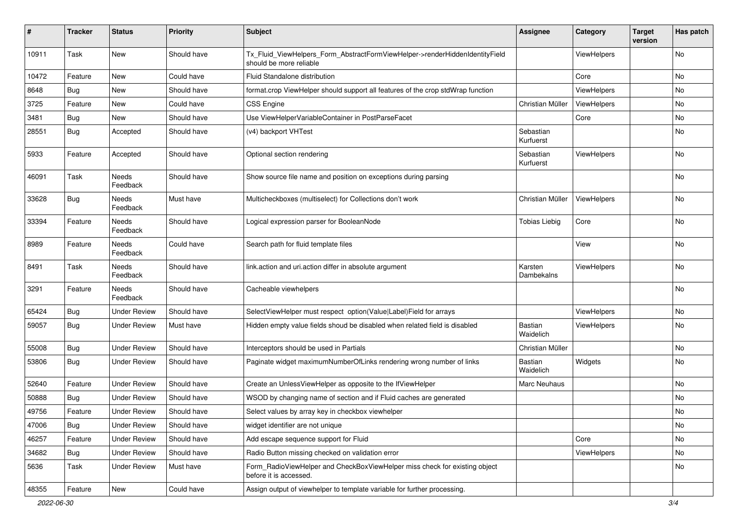| # | Tracker | Status | Priority | Subject | Assignee | Category | Target version | Has patch |
|---|---|---|---|---|---|---|---|---|
| 10911 | Task | New | Should have | Tx_Fluid_ViewHelpers_Form_AbstractFormViewHelper->renderHiddenIdentityField should be more reliable | | ViewHelpers | | No |
| 10472 | Feature | New | Could have | Fluid Standalone distribution | | Core | | No |
| 8648 | Bug | New | Should have | format.crop ViewHelper should support all features of the crop stdWrap function | | ViewHelpers | | No |
| 3725 | Feature | New | Could have | CSS Engine | Christian Müller | ViewHelpers | | No |
| 3481 | Bug | New | Should have | Use ViewHelperVariableContainer in PostParseFacet | | Core | | No |
| 28551 | Bug | Accepted | Should have | (v4) backport VHTest | Sebastian Kurfuerst | | | No |
| 5933 | Feature | Accepted | Should have | Optional section rendering | Sebastian Kurfuerst | ViewHelpers | | No |
| 46091 | Task | Needs Feedback | Should have | Show source file name and position on exceptions during parsing | | | | No |
| 33628 | Bug | Needs Feedback | Must have | Multicheckboxes (multiselect) for Collections don't work | Christian Müller | ViewHelpers | | No |
| 33394 | Feature | Needs Feedback | Should have | Logical expression parser for BooleanNode | Tobias Liebig | Core | | No |
| 8989 | Feature | Needs Feedback | Could have | Search path for fluid template files | | View | | No |
| 8491 | Task | Needs Feedback | Should have | link.action and uri.action differ in absolute argument | Karsten Dambekalns | ViewHelpers | | No |
| 3291 | Feature | Needs Feedback | Should have | Cacheable viewhelpers | | | | No |
| 65424 | Bug | Under Review | Should have | SelectViewHelper must respect option(Value\|Label)Field for arrays | | ViewHelpers | | No |
| 59057 | Bug | Under Review | Must have | Hidden empty value fields shoud be disabled when related field is disabled | Bastian Waidelich | ViewHelpers | | No |
| 55008 | Bug | Under Review | Should have | Interceptors should be used in Partials | Christian Müller | | | No |
| 53806 | Bug | Under Review | Should have | Paginate widget maximumNumberOfLinks rendering wrong number of links | Bastian Waidelich | Widgets | | No |
| 52640 | Feature | Under Review | Should have | Create an UnlessViewHelper as opposite to the IfViewHelper | Marc Neuhaus | | | No |
| 50888 | Bug | Under Review | Should have | WSOD by changing name of section and if Fluid caches are generated | | | | No |
| 49756 | Feature | Under Review | Should have | Select values by array key in checkbox viewhelper | | | | No |
| 47006 | Bug | Under Review | Should have | widget identifier are not unique | | | | No |
| 46257 | Feature | Under Review | Should have | Add escape sequence support for Fluid | | Core | | No |
| 34682 | Bug | Under Review | Should have | Radio Button missing checked on validation error | | ViewHelpers | | No |
| 5636 | Task | Under Review | Must have | Form_RadioViewHelper and CheckBoxViewHelper miss check for existing object before it is accessed. | | | | No |
| 48355 | Feature | New | Could have | Assign output of viewhelper to template variable for further processing. | | | | |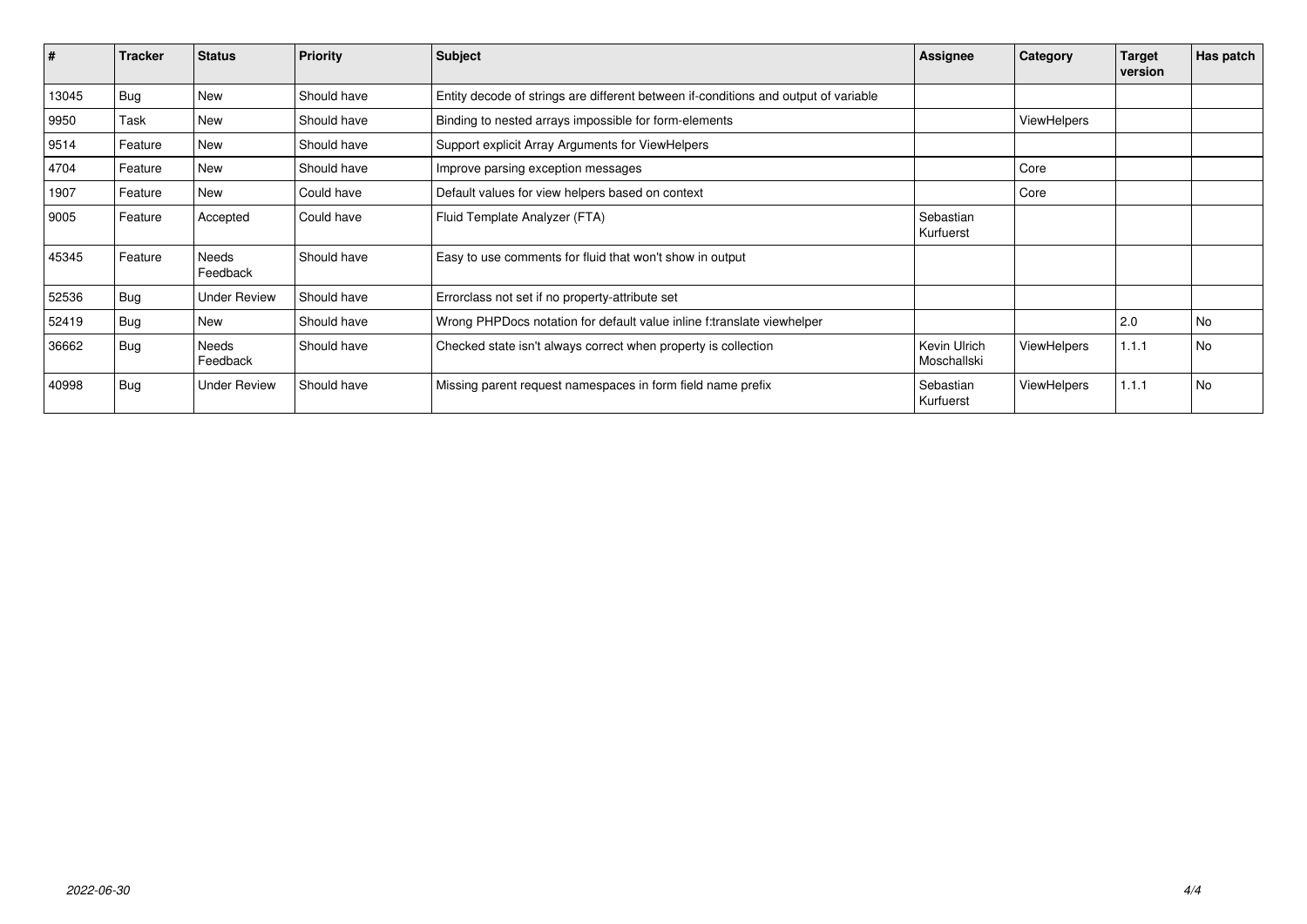| # | Tracker | Status | Priority | Subject | Assignee | Category | Target version | Has patch |
|---|---|---|---|---|---|---|---|---|
| 13045 | Bug | New | Should have | Entity decode of strings are different between if-conditions and output of variable | | | | |
| 9950 | Task | New | Should have | Binding to nested arrays impossible for form-elements | | ViewHelpers | | |
| 9514 | Feature | New | Should have | Support explicit Array Arguments for ViewHelpers | | | | |
| 4704 | Feature | New | Should have | Improve parsing exception messages | | Core | | |
| 1907 | Feature | New | Could have | Default values for view helpers based on context | | Core | | |
| 9005 | Feature | Accepted | Could have | Fluid Template Analyzer (FTA) | Sebastian Kurfuerst | | | |
| 45345 | Feature | Needs Feedback | Should have | Easy to use comments for fluid that won't show in output | | | | |
| 52536 | Bug | Under Review | Should have | Errorclass not set if no property-attribute set | | | | |
| 52419 | Bug | New | Should have | Wrong PHPDocs notation for default value inline f:translate viewhelper | | | 2.0 | No |
| 36662 | Bug | Needs Feedback | Should have | Checked state isn't always correct when property is collection | Kevin Ulrich Moschallski | ViewHelpers | 1.1.1 | No |
| 40998 | Bug | Under Review | Should have | Missing parent request namespaces in form field name prefix | Sebastian Kurfuerst | ViewHelpers | 1.1.1 | No |